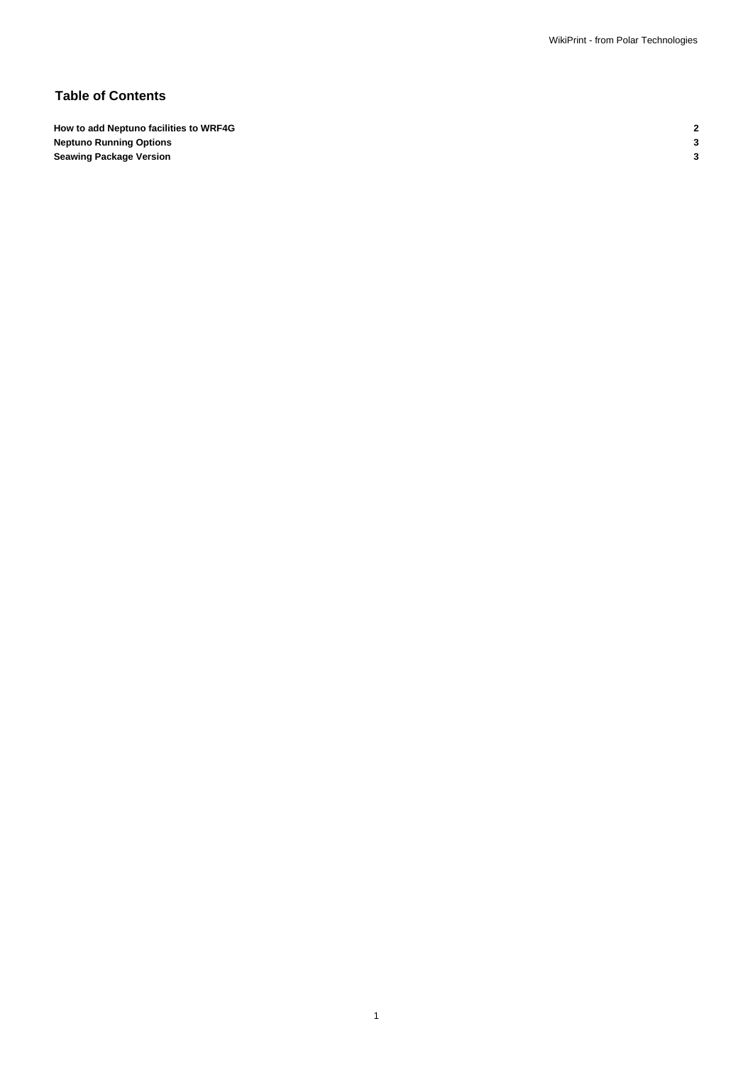## Table of Contents

| | |
|---|---|
| **How to add Neptuno facilities to WRF4G** | **2** |
| **Neptuno Running Options** | **3** |
| **Seawing Package Version** | **3** |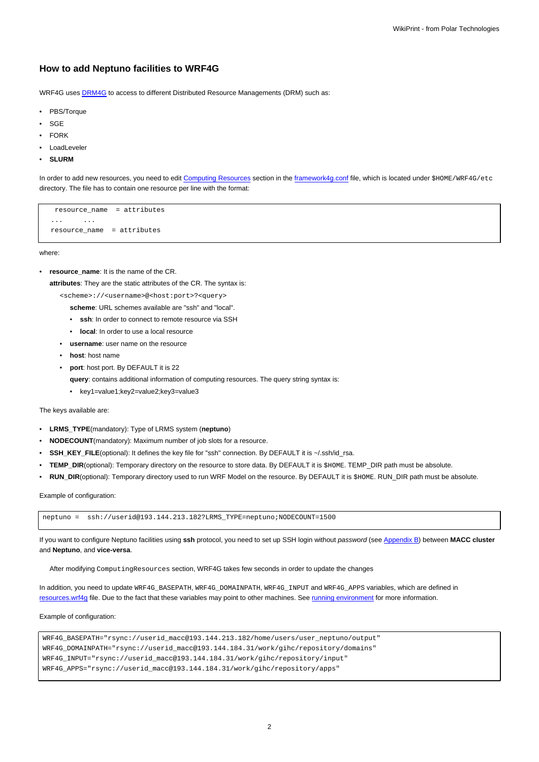## How to add Neptuno facilities to WRF4G

WRF4G uses DRM4G to access to different Distributed Resource Managements (DRM) such as:

- PBS/Torque
- SGE
- FORK
- LoadLeveler
- **SLURM**

In order to add new resources, you need to edit Computing Resources section in the framework4g.conf file, which is located under `$HOME/WRF4G/etc` directory. The file has to contain one resource per line with the format:

```
 resource_name  = attributes
...     ...
resource_name  = attributes
```

where:

- **resource_name**: It is the name of the CR.

  **attributes**: They are the static attributes of the CR. The syntax is:

  `<scheme>://<username>@<host:port>?<query>`

  **scheme**: URL schemes available are "ssh" and "local".

  - **ssh**: In order to connect to remote resource via SSH
  - **local**: In order to use a local resource

  - **username**: user name on the resource
  - **host**: host name
  - **port**: host port. By DEFAULT it is 22

  **query**: contains additional information of computing resources. The query string syntax is:

  - key1=value1;key2=value2;key3=value3

The keys available are:

- **LRMS_TYPE**(mandatory): Type of LRMS system (**neptuno**)
- **NODECOUNT**(mandatory): Maximum number of job slots for a resource.
- **SSH_KEY_FILE**(optional): It defines the key file for "ssh" connection. By DEFAULT it is ~/.ssh/id_rsa.
- **TEMP_DIR**(optional): Temporary directory on the resource to store data. By DEFAULT it is `$HOME`. TEMP_DIR path must be absolute.
- **RUN_DIR**(optional): Temporary directory used to run WRF Model on the resource. By DEFAULT it is `$HOME`. RUN_DIR path must be absolute.

Example of configuration:

```
neptuno =  ssh://userid@193.144.213.182?LRMS_TYPE=neptuno;NODECOUNT=1500
```

If you want to configure Neptuno facilities using **ssh** protocol, you need to set up SSH login without *password* (see Appendix B) between **MACC cluster** and **Neptuno**, and **vice-versa**.

After modifying `ComputingResources` section, WRF4G takes few seconds in order to update the changes

In addition, you need to update `WRF4G_BASEPATH`, `WRF4G_DOMAINPATH`, `WRF4G_INPUT` and `WRF4G_APPS` variables, which are defined in resources.wrf4g file. Due to the fact that these variables may point to other machines. See running environment for more information.

Example of configuration:

```
WRF4G_BASEPATH="rsync://userid_macc@193.144.213.182/home/users/user_neptuno/output"
WRF4G_DOMAINPATH="rsync://userid_macc@193.144.184.31/work/gihc/repository/domains"
WRF4G_INPUT="rsync://userid_macc@193.144.184.31/work/gihc/repository/input"
WRF4G_APPS="rsync://userid_macc@193.144.184.31/work/gihc/repository/apps"
```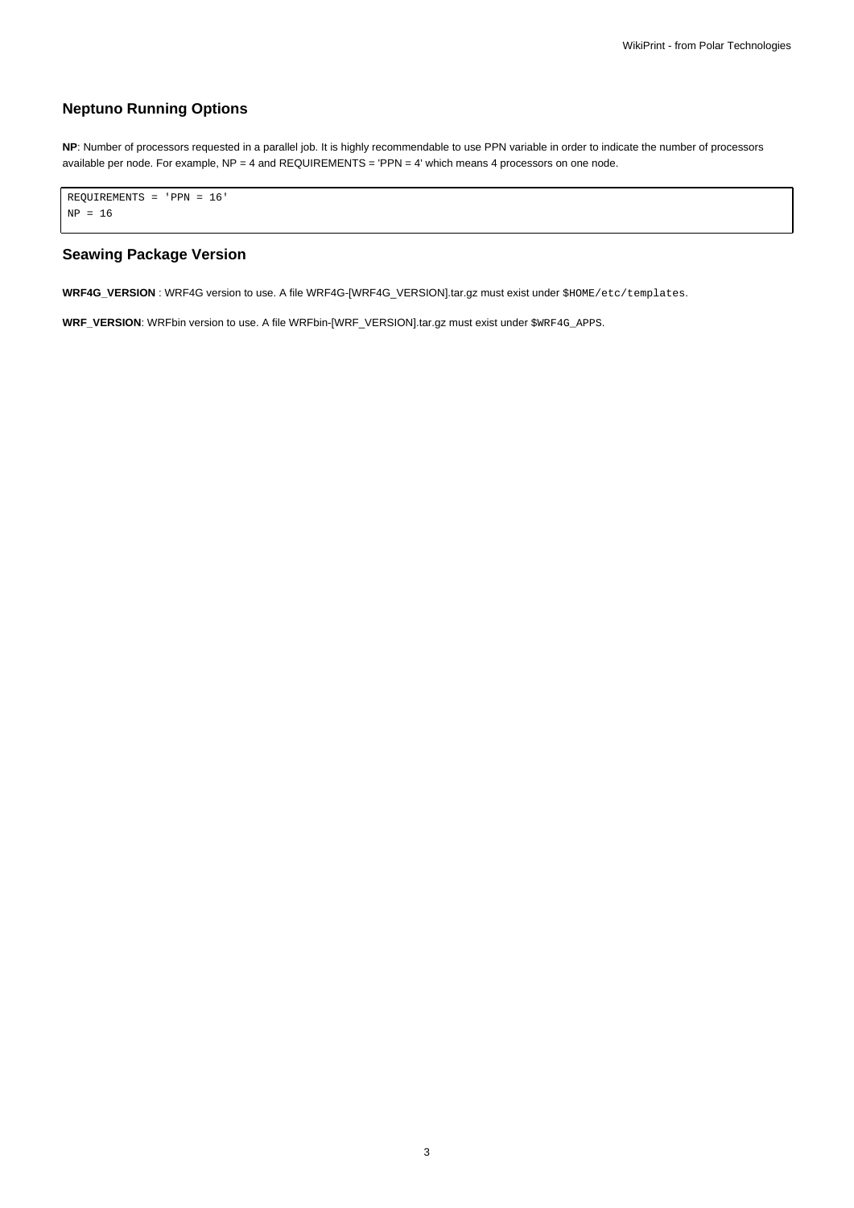### Neptuno Running Options

**NP**: Number of processors requested in a parallel job. It is highly recommendable to use PPN variable in order to indicate the number of processors available per node. For example, NP = 4 and REQUIREMENTS = 'PPN = 4' which means 4 processors on one node.

```
REQUIREMENTS = 'PPN = 16'
NP = 16
```

### Seawing Package Version

**WRF4G_VERSION** : WRF4G version to use. A file WRF4G-[WRF4G_VERSION].tar.gz must exist under `$HOME/etc/templates`.

**WRF_VERSION**: WRFbin version to use. A file WRFbin-[WRF_VERSION].tar.gz must exist under `$WRF4G_APPS`.